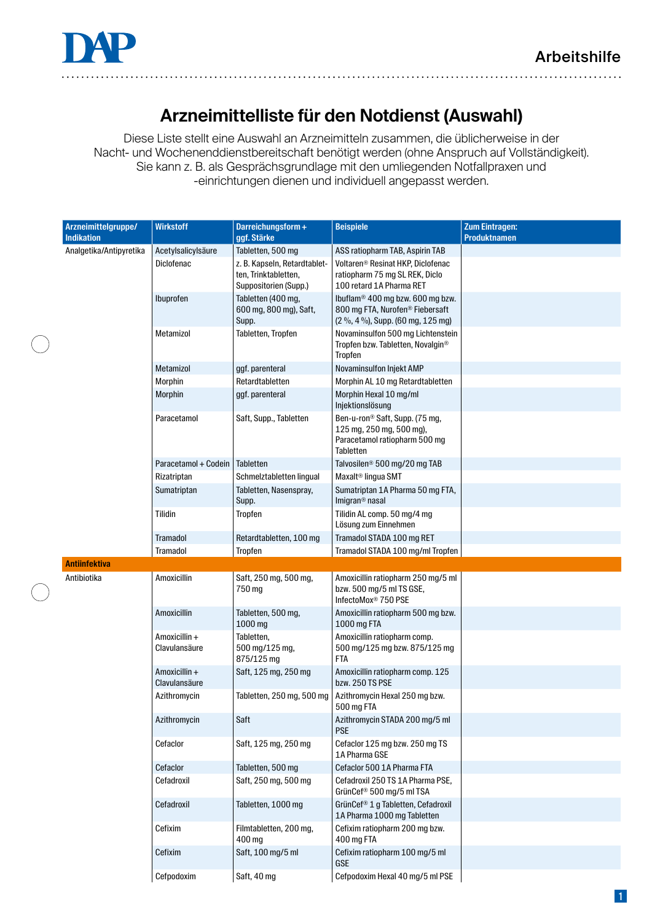# Arzneimittelliste für den Notdienst (Auswahl)

Diese Liste stellt eine Auswahl an Arzneimitteln zusammen, die üblicherweise in der Nacht- und Wochenenddienstbereitschaft benötigt werden (ohne Anspruch auf Vollständigkeit). Sie kann z. B. als Gesprächsgrundlage mit den umliegenden Notfallpraxen und -einrichtungen dienen und individuell angepasst werden.

| Arzneimittelgruppe/ Indikation | Wirkstoff | Darreichungsform + ggf. Stärke | Beispiele | Zum Eintragen: Produktnamen |
|---|---|---|---|---|
| Analgetika/Antipyretika | Acetylsalicylsäure | Tabletten, 500 mg | ASS ratiopharm TAB, Aspirin TAB | |
| | Diclofenac | z. B. Kapseln, Retardtabletten, Trinktabletten, Suppositorien (Supp.) | Voltaren® Resinat HKP, Diclofenac ratiopharm 75 mg SL REK, Diclo 100 retard 1A Pharma RET | |
| | Ibuprofen | Tabletten (400 mg, 600 mg, 800 mg), Saft, Supp. | Ibuflam® 400 mg bzw. 600 mg bzw. 800 mg FTA, Nurofen® Fiebersaft (2 %, 4 %), Supp. (60 mg, 125 mg) | |
| | Metamizol | Tabletten, Tropfen | Novaminsulfon 500 mg Lichtenstein Tropfen bzw. Tabletten, Novalgin® Tropfen | |
| | Metamizol | ggf. parenteral | Novaminsulfon Injekt AMP | |
| | Morphin | Retardtabletten | Morphin AL 10 mg Retardtabletten | |
| | Morphin | ggf. parenteral | Morphin Hexal 10 mg/ml Injektionslösung | |
| | Paracetamol | Saft, Supp., Tabletten | Ben-u-ron® Saft, Supp. (75 mg, 125 mg, 250 mg, 500 mg), Paracetamol ratiopharm 500 mg Tabletten | |
| | Paracetamol + Codein | Tabletten | Talvosilen® 500 mg/20 mg TAB | |
| | Rizatriptan | Schmelztabletten lingual | Maxalt® lingua SMT | |
| | Sumatriptan | Tabletten, Nasenspray, Supp. | Sumatriptan 1A Pharma 50 mg FTA, Imigran® nasal | |
| | Tilidin | Tropfen | Tilidin AL comp. 50 mg/4 mg Lösung zum Einnehmen | |
| | Tramadol | Retardtabletten, 100 mg | Tramadol STADA 100 mg RET | |
| | Tramadol | Tropfen | Tramadol STADA 100 mg/ml Tropfen | |
| **Antiinfektiva** | | | | |
| Antibiotika | Amoxicillin | Saft, 250 mg, 500 mg, 750 mg | Amoxicillin ratiopharm 250 mg/5 ml bzw. 500 mg/5 ml TS GSE, InfectoMox® 750 PSE | |
| | Amoxicillin | Tabletten, 500 mg, 1000 mg | Amoxicillin ratiopharm 500 mg bzw. 1000 mg FTA | |
| | Amoxicillin + Clavulansäure | Tabletten, 500 mg/125 mg, 875/125 mg | Amoxicillin ratiopharm comp. 500 mg/125 mg bzw. 875/125 mg FTA | |
| | Amoxicillin + Clavulansäure | Saft, 125 mg, 250 mg | Amoxicillin ratiopharm comp. 125 bzw. 250 TS PSE | |
| | Azithromycin | Tabletten, 250 mg, 500 mg | Azithromycin Hexal 250 mg bzw. 500 mg FTA | |
| | Azithromycin | Saft | Azithromycin STADA 200 mg/5 ml PSE | |
| | Cefaclor | Saft, 125 mg, 250 mg | Cefaclor 125 mg bzw. 250 mg TS 1A Pharma GSE | |
| | Cefaclor | Tabletten, 500 mg | Cefaclor 500 1A Pharma FTA | |
| | Cefadroxil | Saft, 250 mg, 500 mg | Cefadroxil 250 TS 1A Pharma PSE, GrünCef® 500 mg/5 ml TSA | |
| | Cefadroxil | Tabletten, 1000 mg | GrünCef® 1 g Tabletten, Cefadroxil 1A Pharma 1000 mg Tabletten | |
| | Cefixim | Filmtabletten, 200 mg, 400 mg | Cefixim ratiopharm 200 mg bzw. 400 mg FTA | |
| | Cefixim | Saft, 100 mg/5 ml | Cefixim ratiopharm 100 mg/5 ml GSE | |
| | Cefpodoxim | Saft, 40 mg | Cefpodoxim Hexal 40 mg/5 ml PSE | |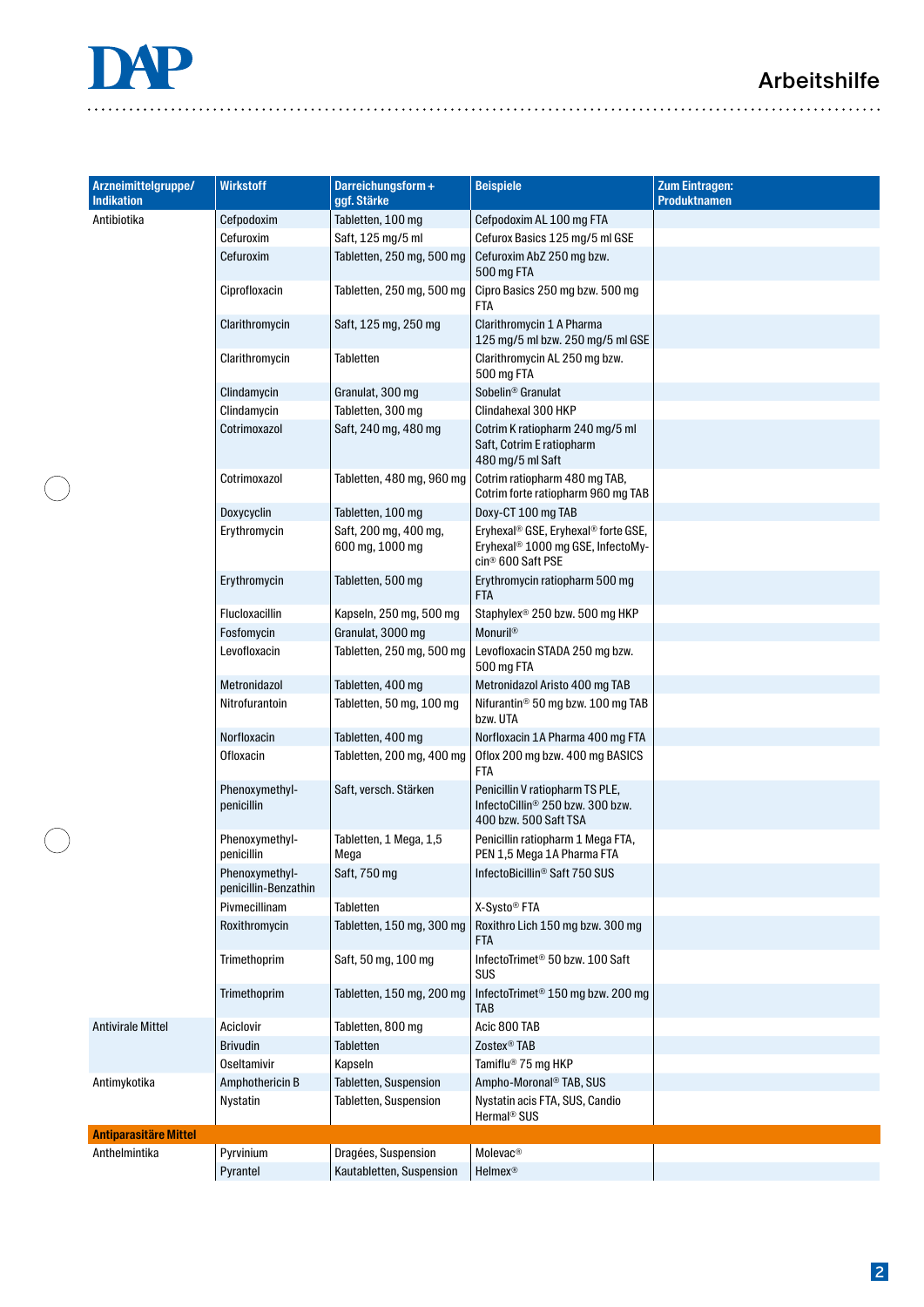| Arzneimittelgruppe/ Indikation | Wirkstoff | Darreichungsform + ggf. Stärke | Beispiele | Zum Eintragen: Produktnamen |
|---|---|---|---|---|
| Antibiotika | Cefpodoxim | Tabletten, 100 mg | Cefpodoxim AL 100 mg FTA | |
| | Cefuroxim | Saft, 125 mg/5 ml | Cefurox Basics 125 mg/5 ml GSE | |
| | Cefuroxim | Tabletten, 250 mg, 500 mg | Cefuroxim AbZ 250 mg bzw. 500 mg FTA | |
| | Ciprofloxacin | Tabletten, 250 mg, 500 mg | Cipro Basics 250 mg bzw. 500 mg FTA | |
| | Clarithromycin | Saft, 125 mg, 250 mg | Clarithromycin 1 A Pharma 125 mg/5 ml bzw. 250 mg/5 ml GSE | |
| | Clarithromycin | Tabletten | Clarithromycin AL 250 mg bzw. 500 mg FTA | |
| | Clindamycin | Granulat, 300 mg | Sobelin® Granulat | |
| | Clindamycin | Tabletten, 300 mg | Clindahexal 300 HKP | |
| | Cotrimoxazol | Saft, 240 mg, 480 mg | Cotrim K ratiopharm 240 mg/5 ml Saft, Cotrim E ratiopharm 480 mg/5 ml Saft | |
| | Cotrimoxazol | Tabletten, 480 mg, 960 mg | Cotrim ratiopharm 480 mg TAB, Cotrim forte ratiopharm 960 mg TAB | |
| | Doxycyclin | Tabletten, 100 mg | Doxy-CT 100 mg TAB | |
| | Erythromycin | Saft, 200 mg, 400 mg, 600 mg, 1000 mg | Eryhexal® GSE, Eryhexal® forte GSE, Eryhexal® 1000 mg GSE, InfectoMycin® 600 Saft PSE | |
| | Erythromycin | Tabletten, 500 mg | Erythromycin ratiopharm 500 mg FTA | |
| | Flucloxacillin | Kapseln, 250 mg, 500 mg | Staphylex® 250 bzw. 500 mg HKP | |
| | Fosfomycin | Granulat, 3000 mg | Monuril® | |
| | Levofloxacin | Tabletten, 250 mg, 500 mg | Levofloxacin STADA 250 mg bzw. 500 mg FTA | |
| | Metronidazol | Tabletten, 400 mg | Metronidazol Aristo 400 mg TAB | |
| | Nitrofurantoin | Tabletten, 50 mg, 100 mg | Nifurantin® 50 mg bzw. 100 mg TAB bzw. UTA | |
| | Norfloxacin | Tabletten, 400 mg | Norfloxacin 1A Pharma 400 mg FTA | |
| | Ofloxacin | Tabletten, 200 mg, 400 mg | Oflox 200 mg bzw. 400 mg BASICS FTA | |
| | Phenoxymethyl-penicillin | Saft, versch. Stärken | Penicillin V ratiopharm TS PLE, InfectoCillin® 250 bzw. 300 bzw. 400 bzw. 500 Saft TSA | |
| | Phenoxymethyl-penicillin | Tabletten, 1 Mega, 1,5 Mega | Penicillin ratiopharm 1 Mega FTA, PEN 1,5 Mega 1A Pharma FTA | |
| | Phenoxymethyl-penicillin-Benzathin | Saft, 750 mg | InfectoBicillin® Saft 750 SUS | |
| | Pivmecillinam | Tabletten | X-Systo® FTA | |
| | Roxithromycin | Tabletten, 150 mg, 300 mg | Roxithro Lich 150 mg bzw. 300 mg FTA | |
| | Trimethoprim | Saft, 50 mg, 100 mg | InfectoTrimet® 50 bzw. 100 Saft SUS | |
| | Trimethoprim | Tabletten, 150 mg, 200 mg | InfectoTrimet® 150 mg bzw. 200 mg TAB | |
| Antivirale Mittel | Aciclovir | Tabletten, 800 mg | Acic 800 TAB | |
| | Brivudin | Tabletten | Zostex® TAB | |
| | Oseltamivir | Kapseln | Tamiflu® 75 mg HKP | |
| Antimykotika | Amphothericin B | Tabletten, Suspension | Ampho-Moronal® TAB, SUS | |
| | Nystatin | Tabletten, Suspension | Nystatin acis FTA, SUS, Candio Hermal® SUS | |
| **Antiparasitäre Mittel** | | | | |
| Anthelmintika | Pyrvinium | Dragées, Suspension | Molevac® | |
| | Pyrantel | Kautabletten, Suspension | Helmex® | |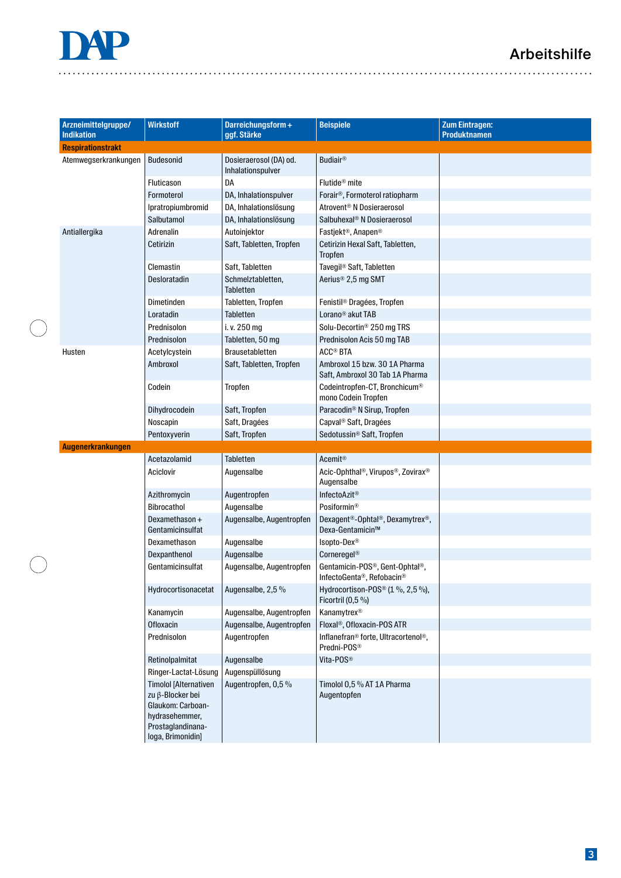# Arbeitshilfe

| Arzneimittelgruppe/ Indikation | Wirkstoff | Darreichungsform + ggf. Stärke | Beispiele | Zum Eintragen: Produktnamen |
|---|---|---|---|---|
| **Respirationstrakt** | | | | |
| Atemwegserkrankungen | Budesonid | Dosieraerosol (DA) od. Inhalationspulver | Budiair® | |
| | Fluticason | DA | Flutide® mite | |
| | Formoterol | DA, Inhalationspulver | Forair®, Formoterol ratiopharm | |
| | Ipratropiumbromid | DA, Inhalationslösung | Atrovent® N Dosieraerosol | |
| | Salbutamol | DA, Inhalationslösung | Salbuhexal® N Dosieraerosol | |
| Antiallergika | Adrenalin | Autoinjektor | Fastjekt®, Anapen® | |
| | Cetirizin | Saft, Tabletten, Tropfen | Cetirizin Hexal Saft, Tabletten, Tropfen | |
| | Clemastin | Saft, Tabletten | Tavegil® Saft, Tabletten | |
| | Desloratadin | Schmelztabletten, Tabletten | Aerius® 2,5 mg SMT | |
| | Dimetinden | Tabletten, Tropfen | Fenistil® Dragées, Tropfen | |
| | Loratadin | Tabletten | Lorano® akut TAB | |
| | Prednisolon | i. v. 250 mg | Solu-Decortin® 250 mg TRS | |
| | Prednisolon | Tabletten, 50 mg | Prednisolon Acis 50 mg TAB | |
| Husten | Acetylcystein | Brausetabletten | ACC® BTA | |
| | Ambroxol | Saft, Tabletten, Tropfen | Ambroxol 15 bzw. 30 1A Pharma Saft, Ambroxol 30 Tab 1A Pharma | |
| | Codein | Tropfen | Codeintropfen-CT, Bronchicum® mono Codein Tropfen | |
| | Dihydrocodein | Saft, Tropfen | Paracodin® N Sirup, Tropfen | |
| | Noscapin | Saft, Dragées | Capval® Saft, Dragées | |
| | Pentoxyverin | Saft, Tropfen | Sedotussin® Saft, Tropfen | |
| **Augenerkrankungen** | | | | |
| | Acetazolamid | Tabletten | Acemit® | |
| | Aciclovir | Augensalbe | Acic-Ophthal®, Virupos®, Zovirax® Augensalbe | |
| | Azithromycin | Augentropfen | InfectoAzit® | |
| | Bibrocathol | Augensalbe | Posiformin® | |
| | Dexamethason + Gentamicinsulfat | Augensalbe, Augentropfen | Dexagent®-Ophtal®, Dexamytrex®, Dexa-Gentamicin™ | |
| | Dexamethason | Augensalbe | Isopto-Dex® | |
| | Dexpanthenol | Augensalbe | Corneregel® | |
| | Gentamicinsulfat | Augensalbe, Augentropfen | Gentamicin-POS®, Gent-Ophtal®, InfectoGenta®, Refobacin® | |
| | Hydrocortisonacetat | Augensalbe, 2,5 % | Hydrocortison-POS® (1 %, 2,5 %), Ficortril (0,5 %) | |
| | Kanamycin | Augensalbe, Augentropfen | Kanamytrex® | |
| | Ofloxacin | Augensalbe, Augentropfen | Floxal®, Ofloxacin-POS ATR | |
| | Prednisolon | Augentropfen | Inflanefran® forte, Ultracortenol®, Predni-POS® | |
| | Retinolpalmitat | Augensalbe | Vita-POS® | |
| | Ringer-Lactat-Lösung | Augenspüllösung | | |
| | Timolol [Alternativen zu β-Blocker bei Glaukom: Carboanhydrasehemmer, Prostaglandinanaloga, Brimonidin] | Augentropfen, 0,5 % | Timolol 0,5 % AT 1A Pharma Augentopfen | |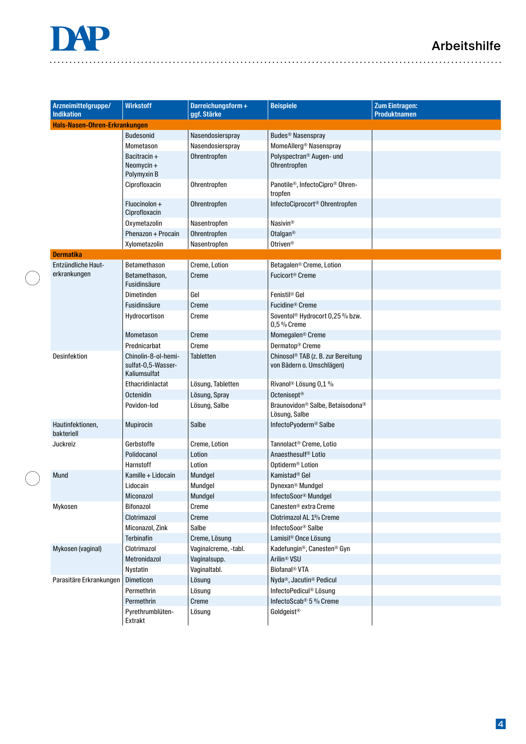| Arzneimittelgruppe/ Indikation | Wirkstoff | Darreichungsform + ggf. Stärke | Beispiele | Zum Eintragen: Produktnamen |
|---|---|---|---|---|
| **Hals-Nasen-Ohren-Erkrankungen** | | | | |
| | Budesonid | Nasendosierspray | Budes® Nasenspray | |
| | Mometason | Nasendosierspray | MomeAllerg® Nasenspray | |
| | Bacitracin + Neomycin + Polymyxin B | Ohrentropfen | Polyspectran® Augen- und Ohrentropfen | |
| | Ciprofloxacin | Ohrentropfen | Panotile®, InfectoCipro® Ohrentropfen | |
| | Fluocinolon + Ciprofloxacin | Ohrentropfen | InfectoCiprocort® Ohrentropfen | |
| | Oxymetazolin | Nasentropfen | Nasivin® | |
| | Phenazon + Procain | Ohrentropfen | Otalgan® | |
| | Xylometazolin | Nasentropfen | Otriven® | |
| **Dermatika** | | | | |
| Entzündliche Hauterkrankungen | Betamethason | Creme, Lotion | Betagalen® Creme, Lotion | |
| | Betamethason, Fusidinsäure | Creme | Fucicort® Creme | |
| | Dimetinden | Gel | Fenistil® Gel | |
| | Fusidinsäure | Creme | Fucidine® Creme | |
| | Hydrocortison | Creme | Soventol® Hydrocort 0,25 % bzw. 0,5 % Creme | |
| | Mometason | Creme | Momegalen® Creme | |
| | Prednicarbat | Creme | Dermatop® Creme | |
| Desinfektion | Chinolin-8-ol-hemisulfat-0,5-Wasser-Kaliumsulfat | Tabletten | Chinosol® TAB (z. B. zur Bereitung von Bädern o. Umschlägen) | |
| | Ethacridinlactat | Lösung, Tabletten | Rivanol® Lösung 0,1 % | |
| | Octenidin | Lösung, Spray | Octenisept® | |
| | Povidon-Iod | Lösung, Salbe | Braunovidon® Salbe, Betaisodona® Lösung, Salbe | |
| Hautinfektionen, bakteriell | Mupirocin | Salbe | InfectoPyoderm® Salbe | |
| Juckreiz | Gerbstoffe | Creme, Lotion | Tannolact® Creme, Lotio | |
| | Polidocanol | Lotion | Anaesthesulf® Lotio | |
| | Harnstoff | Lotion | Optiderm® Lotion | |
| Mund | Kamille + Lidocain | Mundgel | Kamistad® Gel | |
| | Lidocain | Mundgel | Dynexan® Mundgel | |
| | Miconazol | Mundgel | InfectoSoor® Mundgel | |
| Mykosen | Bifonazol | Creme | Canesten® extra Creme | |
| | Clotrimazol | Creme | Clotrimazol AL 1% Creme | |
| | Miconazol, Zink | Salbe | InfectoSoor® Salbe | |
| | Terbinafin | Creme, Lösung | Lamisil® Once Lösung | |
| Mykosen (vaginal) | Clotrimazol | Vaginalcreme, -tabl. | Kadefungin®, Canesten® Gyn | |
| | Metronidazol | Vaginalsupp. | Arilin® VSU | |
| | Nystatin | Vaginaltabl. | Biofanal® VTA | |
| Parasitäre Erkrankungen | Dimeticon | Lösung | Nyda®, Jacutin® Pedicul | |
| | Permethrin | Lösung | InfectoPedicul® Lösung | |
| | Permethrin | Creme | InfectoScab® 5 % Creme | |
| | Pyrethrumblüten-Extrakt | Lösung | Goldgeist® | |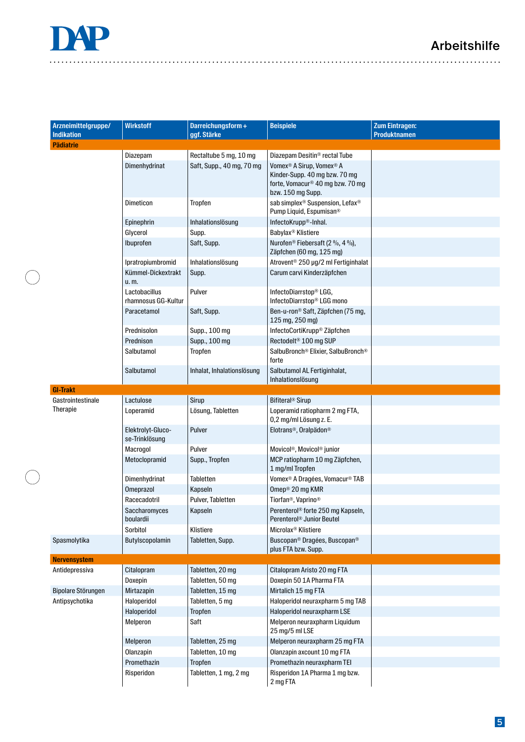# Arbeitshilfe

| Arzneimittelgruppe/ Indikation | Wirkstoff | Darreichungsform + ggf. Stärke | Beispiele | Zum Eintragen: Produktnamen |
|---|---|---|---|---|
| **Pädiatrie** | | | | |
| | Diazepam | Rectaltube 5 mg, 10 mg | Diazepam Desitin® rectal Tube | |
| | Dimenhydrinat | Saft, Supp., 40 mg, 70 mg | Vomex® A Sirup, Vomex® A Kinder-Supp. 40 mg bzw. 70 mg forte, Vomacur® 40 mg bzw. 70 mg bzw. 150 mg Supp. | |
| | Dimeticon | Tropfen | sab simplex® Suspension, Lefax® Pump Liquid, Espumisan® | |
| | Epinephrin | Inhalationslösung | InfectoKrupp®-Inhal. | |
| | Glycerol | Supp. | Babylax® Klistiere | |
| | Ibuprofen | Saft, Supp. | Nurofen® Fiebersaft (2 %, 4 %), Zäpfchen (60 mg, 125 mg) | |
| | Ipratropiumbromid | Inhalationslösung | Atrovent® 250 µg/2 ml Fertiginhalat | |
| | Kümmel-Dickextrakt u. m. | Supp. | Carum carvi Kinderzäpfchen | |
| | Lactobacillus rhamnosus GG-Kultur | Pulver | InfectoDiarrstop® LGG, InfectoDiarrstop® LGG mono | |
| | Paracetamol | Saft, Supp. | Ben-u-ron® Saft, Zäpfchen (75 mg, 125 mg, 250 mg) | |
| | Prednisolon | Supp., 100 mg | InfectoCortiKrupp® Zäpfchen | |
| | Prednison | Supp., 100 mg | Rectodelt® 100 mg SUP | |
| | Salbutamol | Tropfen | SalbuBronch® Elixier, SalbuBronch® forte | |
| | Salbutamol | Inhalat, Inhalationslösung | Salbutamol AL Fertiginhalat, Inhalationslösung | |
| **GI-Trakt** | | | | |
| Gastrointestinale Therapie | Lactulose | Sirup | Bifiteral® Sirup | |
| | Loperamid | Lösung, Tabletten | Loperamid ratiopharm 2 mg FTA, 0,2 mg/ml Lösung z. E. | |
| | Elektrolyt-Glucose-Trinklösung | Pulver | Elotrans®, Oralpädon® | |
| | Macrogol | Pulver | Movicol®, Movicol® junior | |
| | Metoclopramid | Supp., Tropfen | MCP ratiopharm 10 mg Zäpfchen, 1 mg/ml Tropfen | |
| | Dimenhydrinat | Tabletten | Vomex® A Dragées, Vomacur® TAB | |
| | Omeprazol | Kapseln | Omep® 20 mg KMR | |
| | Racecadotril | Pulver, Tabletten | Tiorfan®, Vaprino® | |
| | Saccharomyces boulardii | Kapseln | Perenterol® forte 250 mg Kapseln, Perenterol® Junior Beutel | |
| | Sorbitol | Klistiere | Microlax® Klistiere | |
| Spasmolytika | Butylscopolamin | Tabletten, Supp. | Buscopan® Dragées, Buscopan® plus FTA bzw. Supp. | |
| **Nervensystem** | | | | |
| Antidepressiva | Citalopram | Tabletten, 20 mg | Citalopram Aristo 20 mg FTA | |
| | Doxepin | Tabletten, 50 mg | Doxepin 50 1A Pharma FTA | |
| Bipolare Störungen | Mirtazapin | Tabletten, 15 mg | Mirtalich 15 mg FTA | |
| Antipsychotika | Haloperidol | Tabletten, 5 mg | Haloperidol neuraxpharm 5 mg TAB | |
| | Haloperidol | Tropfen | Haloperidol neuraxpharm LSE | |
| | Melperon | Saft | Melperon neuraxpharm Liquidum 25 mg/5 ml LSE | |
| | Melperon | Tabletten, 25 mg | Melperon neuraxpharm 25 mg FTA | |
| | Olanzapin | Tabletten, 10 mg | Olanzapin axcount 10 mg FTA | |
| | Promethazin | Tropfen | Promethazin neuraxpharm TEI | |
| | Risperidon | Tabletten, 1 mg, 2 mg | Risperidon 1A Pharma 1 mg bzw. 2 mg FTA | |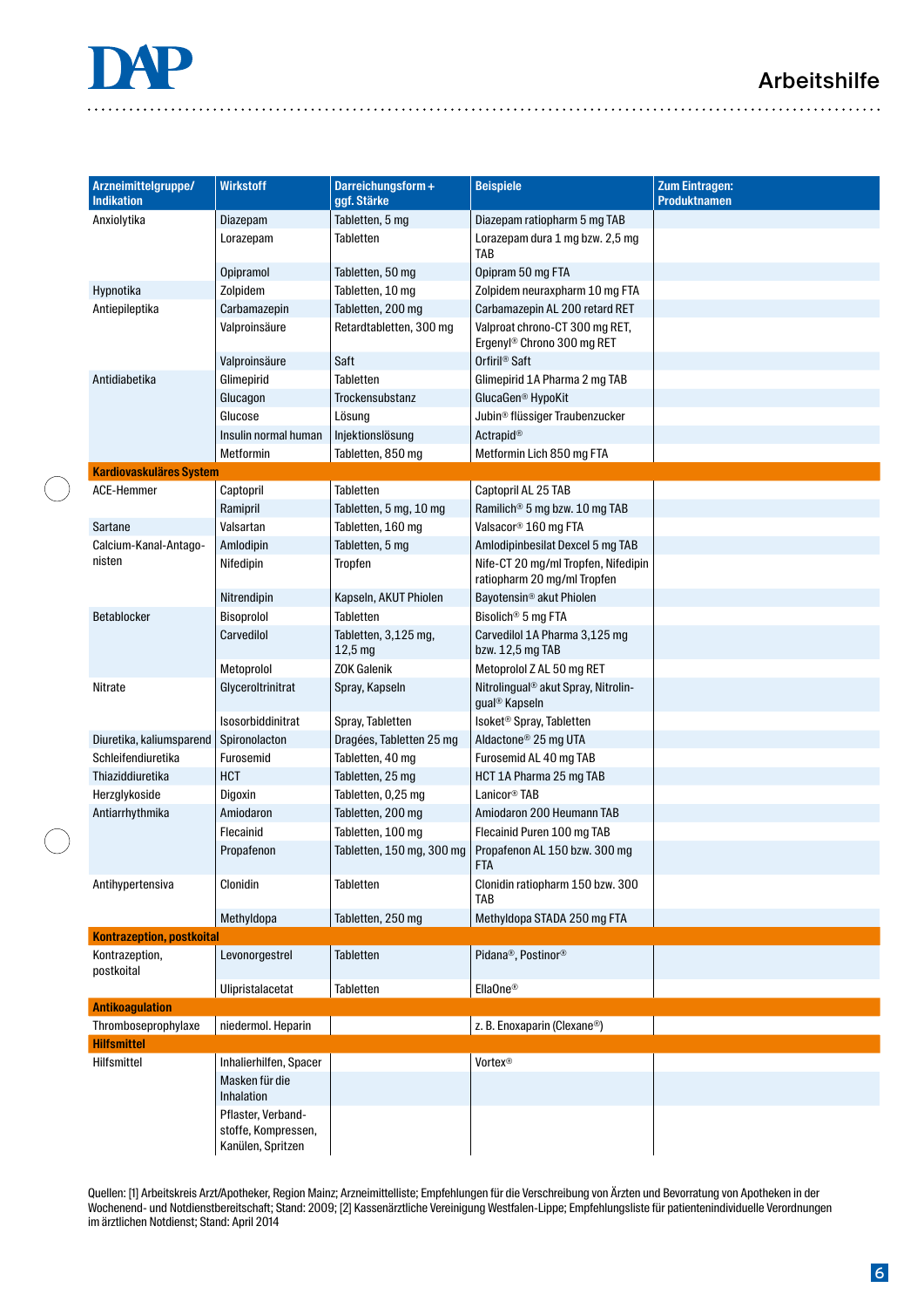Arbeitshilfe

| Arzneimittelgruppe/ Indikation | Wirkstoff | Darreichungsform + ggf. Stärke | Beispiele | Zum Eintragen: Produktnamen |
|---|---|---|---|---|
| Anxiolytika | Diazepam | Tabletten, 5 mg | Diazepam ratiopharm 5 mg TAB | |
| | Lorazepam | Tabletten | Lorazepam dura 1 mg bzw. 2,5 mg TAB | |
| | Opipramol | Tabletten, 50 mg | Opipram 50 mg FTA | |
| Hypnotika | Zolpidem | Tabletten, 10 mg | Zolpidem neuraxpharm 10 mg FTA | |
| Antiepileptika | Carbamazepin | Tabletten, 200 mg | Carbamazepin AL 200 retard RET | |
| | Valproinsäure | Retardtabletten, 300 mg | Valproat chrono-CT 300 mg RET, Ergenyl® Chrono 300 mg RET | |
| | Valproinsäure | Saft | Orfiril® Saft | |
| Antidiabetika | Glimepirid | Tabletten | Glimepirid 1A Pharma 2 mg TAB | |
| | Glucagon | Trockensubstanz | GlucaGen® HypoKit | |
| | Glucose | Lösung | Jubin® flüssiger Traubenzucker | |
| | Insulin normal human | Injektionslösung | Actrapid® | |
| | Metformin | Tabletten, 850 mg | Metformin Lich 850 mg FTA | |
| **Kardiovaskuläres System** | | | | |
| ACE-Hemmer | Captopril | Tabletten | Captopril AL 25 TAB | |
| | Ramipril | Tabletten, 5 mg, 10 mg | Ramilich® 5 mg bzw. 10 mg TAB | |
| Sartane | Valsartan | Tabletten, 160 mg | Valsacor® 160 mg FTA | |
| Calcium-Kanal-Antagonisten | Amlodipin | Tabletten, 5 mg | Amlodipinbesilat Dexcel 5 mg TAB | |
| | Nifedipin | Tropfen | Nife-CT 20 mg/ml Tropfen, Nifedipin ratiopharm 20 mg/ml Tropfen | |
| | Nitrendipin | Kapseln, AKUT Phiolen | Bayotensin® akut Phiolen | |
| Betablocker | Bisoprolol | Tabletten | Bisolich® 5 mg FTA | |
| | Carvedilol | Tabletten, 3,125 mg, 12,5 mg | Carvedilol 1A Pharma 3,125 mg bzw. 12,5 mg TAB | |
| | Metoprolol | ZOK Galenik | Metoprolol Z AL 50 mg RET | |
| Nitrate | Glyceroltrinitrat | Spray, Kapseln | Nitrolingual® akut Spray, Nitrolingual® Kapseln | |
| | Isosorbiddinitrat | Spray, Tabletten | Isoket® Spray, Tabletten | |
| Diuretika, kaliumsparend | Spironolacton | Dragées, Tabletten 25 mg | Aldactone® 25 mg UTA | |
| Schleifendiuretika | Furosemid | Tabletten, 40 mg | Furosemid AL 40 mg TAB | |
| Thiaziddiuretika | HCT | Tabletten, 25 mg | HCT 1A Pharma 25 mg TAB | |
| Herzglykoside | Digoxin | Tabletten, 0,25 mg | Lanicor® TAB | |
| Antiarrhythmika | Amiodaron | Tabletten, 200 mg | Amiodaron 200 Heumann TAB | |
| | Flecainid | Tabletten, 100 mg | Flecainid Puren 100 mg TAB | |
| | Propafenon | Tabletten, 150 mg, 300 mg | Propafenon AL 150 bzw. 300 mg FTA | |
| Antihypertensiva | Clonidin | Tabletten | Clonidin ratiopharm 150 bzw. 300 TAB | |
| | Methyldopa | Tabletten, 250 mg | Methyldopa STADA 250 mg FTA | |
| **Kontrazeption, postkoital** | | | | |
| Kontrazeption, postkoital | Levonorgestrel | Tabletten | Pidana®, Postinor® | |
| | Ulipristalacetat | Tabletten | EllaOne® | |
| **Antikoagulation** | | | | |
| Thromboseprophylaxe | niedermol. Heparin | | z. B. Enoxaparin (Clexane®) | |
| **Hilfsmittel** | | | | |
| Hilfsmittel | Inhalierhilfen, Spacer | | Vortex® | |
| | Masken für die Inhalation | | | |
| | Pflaster, Verbandstoffe, Kompressen, Kanülen, Spritzen | | | |

Quellen: [1] Arbeitskreis Arzt/Apotheker, Region Mainz; Arzneimittelliste; Empfehlungen für die Verschreibung von Ärzten und Bevorratung von Apotheken in der Wochenend- und Notdienstbereitschaft; Stand: 2009; [2] Kassenärztliche Vereinigung Westfalen-Lippe; Empfehlungsliste für patientenindividuelle Verordnungen im ärztlichen Notdienst; Stand: April 2014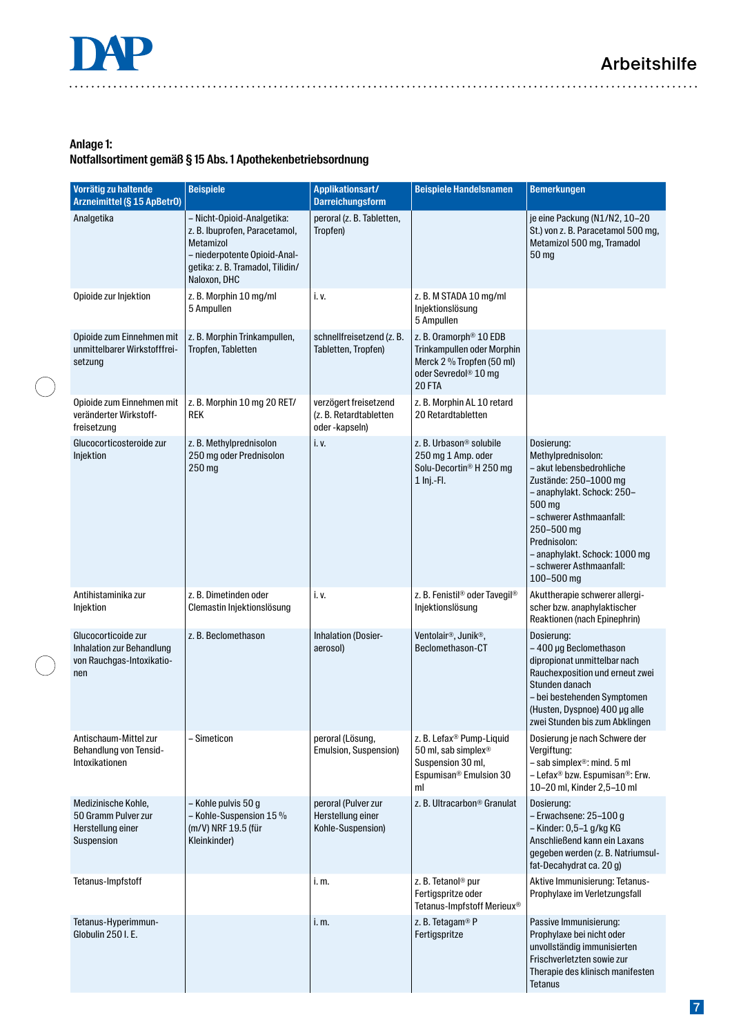**Anlage 1:**
**Notfallsortiment gemäß § 15 Abs. 1 Apothekenbetriebsordnung**

| Vorrätig zu haltende Arzneimittel (§ 15 ApBetrO) | Beispiele | Applikationsart/ Darreichungsform | Beispiele Handelsnamen | Bemerkungen |
|---|---|---|---|---|
| Analgetika | – Nicht-Opioid-Analgetika: z. B. Ibuprofen, Paracetamol, Metamizol<br>– niederpotente Opioid-Analgetika: z. B. Tramadol, Tilidin/ Naloxon, DHC | peroral (z. B. Tabletten, Tropfen) | | je eine Packung (N1/N2, 10–20 St.) von z. B. Paracetamol 500 mg, Metamizol 500 mg, Tramadol 50 mg |
| Opioide zur Injektion | z. B. Morphin 10 mg/ml 5 Ampullen | i. v. | z. B. M STADA 10 mg/ml Injektionslösung 5 Ampullen | |
| Opioide zum Einnehmen mit unmittelbarer Wirkstofffreisetzung | z. B. Morphin Trinkampullen, Tropfen, Tabletten | schnellfreisetzend (z. B. Tabletten, Tropfen) | z. B. Oramorph® 10 EDB Trinkampullen oder Morphin Merck 2 % Tropfen (50 ml) oder Sevredol® 10 mg 20 FTA | |
| Opioide zum Einnehmen mit veränderter Wirkstofffreisetzung | z. B. Morphin 10 mg 20 RET/ REK | verzögert freisetzend (z. B. Retardtabletten oder -kapseln) | z. B. Morphin AL 10 retard 20 Retardtabletten | |
| Glucocorticosteroide zur Injektion | z. B. Methylprednisolon 250 mg oder Prednisolon 250 mg | i. v. | z. B. Urbason® solubile 250 mg 1 Amp. oder Solu-Decortin® H 250 mg 1 Inj.-Fl. | Dosierung:<br>Methylprednisolon:<br>– akut lebensbedrohliche Zustände: 250–1000 mg<br>– anaphylakt. Schock: 250–500 mg<br>– schwerer Asthmaanfall: 250–500 mg<br>Prednisolon:<br>– anaphylakt. Schock: 1000 mg<br>– schwerer Asthmaanfall: 100–500 mg |
| Antihistaminika zur Injektion | z. B. Dimetinden oder Clemastin Injektionslösung | i. v. | z. B. Fenistil® oder Tavegil® Injektionslösung | Akuttherapie schwerer allergischer bzw. anaphylaktischer Reaktionen (nach Epinephrin) |
| Glucocorticoide zur Inhalation zur Behandlung von Rauchgas-Intoxikationen | z. B. Beclomethason | Inhalation (Dosieraerosol) | Ventolair®, Junik®, Beclomethason-CT | Dosierung:<br>– 400 µg Beclomethason dipropionat unmittelbar nach Rauchexposition und erneut zwei Stunden danach<br>– bei bestehenden Symptomen (Husten, Dyspnoe) 400 µg alle zwei Stunden bis zum Abklingen |
| Antischaum-Mittel zur Behandlung von Tensid-Intoxikationen | – Simeticon | peroral (Lösung, Emulsion, Suspension) | z. B. Lefax® Pump-Liquid 50 ml, sab simplex® Suspension 30 ml, Espumisan® Emulsion 30 ml | Dosierung je nach Schwere der Vergiftung:<br>– sab simplex®: mind. 5 ml<br>– Lefax® bzw. Espumisan®: Erw. 10–20 ml, Kinder 2,5–10 ml |
| Medizinische Kohle, 50 Gramm Pulver zur Herstellung einer Suspension | – Kohle pulvis 50 g<br>– Kohle-Suspension 15 % (m/V) NRF 19.5 (für Kleinkinder) | peroral (Pulver zur Herstellung einer Kohle-Suspension) | z. B. Ultracarbon® Granulat | Dosierung:<br>– Erwachsene: 25–100 g<br>– Kinder: 0,5–1 g/kg KG<br>Anschließend kann ein Laxans gegeben werden (z. B. Natriumsulfat-Decahydrat ca. 20 g) |
| Tetanus-Impfstoff | | i. m. | z. B. Tetanol® pur Fertigspritze oder Tetanus-Impfstoff Merieux® | Aktive Immunisierung: Tetanus-Prophylaxe im Verletzungsfall |
| Tetanus-Hyperimmun-Globulin 250 I. E. | | i. m. | z. B. Tetagam® P Fertigspritze | Passive Immunisierung: Prophylaxe bei nicht oder unvollständig immunisierten Frischverletzten sowie zur Therapie des klinisch manifesten Tetanus |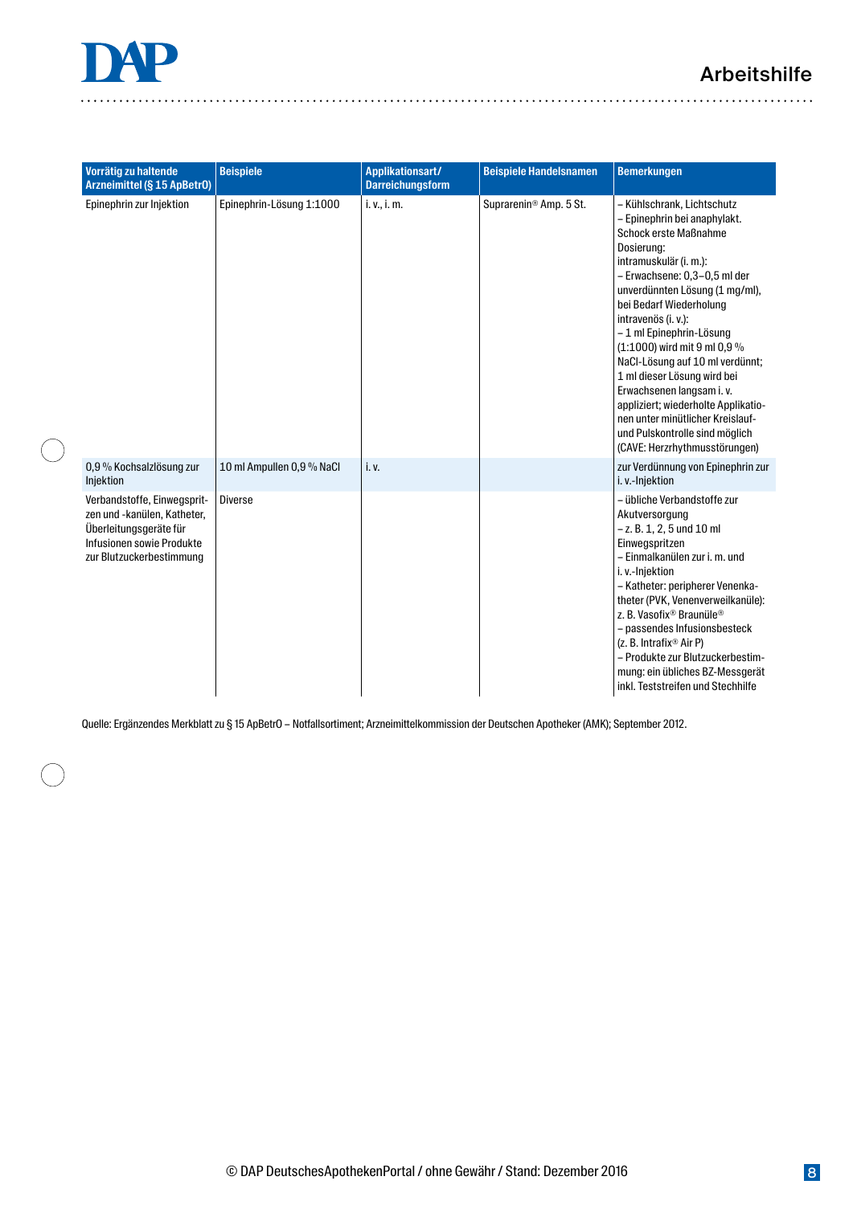| Vorrätig zu haltende Arzneimittel (§ 15 ApBetrO) | Beispiele | Applikationsart/ Darreichungsform | Beispiele Handelsnamen | Bemerkungen |
|---|---|---|---|---|
| Epinephrin zur Injektion | Epinephrin-Lösung 1:1000 | i. v., i. m. | Suprarenin® Amp. 5 St. | – Kühlschrank, Lichtschutz<br>– Epinephrin bei anaphylakt. Schock erste Maßnahme<br>Dosierung:<br>intramuskulär (i. m.):<br>– Erwachsene: 0,3–0,5 ml der unverdünnten Lösung (1 mg/ml), bei Bedarf Wiederholung<br>intravenös (i. v.):<br>– 1 ml Epinephrin-Lösung (1:1000) wird mit 9 ml 0,9 % NaCl-Lösung auf 10 ml verdünnt; 1 ml dieser Lösung wird bei Erwachsenen langsam i. v. appliziert; wiederholte Applikationen unter minütlicher Kreislauf- und Pulskontrolle sind möglich (CAVE: Herzrhythmusstörungen) |
| 0,9 % Kochsalzlösung zur Injektion | 10 ml Ampullen 0,9 % NaCl | i. v. | | zur Verdünnung von Epinephrin zur i. v.-Injektion |
| Verbandstoffe, Einwegspritzen und -kanülen, Katheter, Überleitungsgeräte für Infusionen sowie Produkte zur Blutzuckerbestimmung | Diverse | | | – übliche Verbandstoffe zur Akutversorgung<br>– z. B. 1, 2, 5 und 10 ml Einwegspritzen<br>– Einmalkanülen zur i. m. und i. v.-Injektion<br>– Katheter: peripherer Venenkatheter (PVK, Venenverweilkanüle): z. B. Vasofix® Braunüle®<br>– passendes Infusionsbesteck (z. B. Intrafix® Air P)<br>– Produkte zur Blutzuckerbestimmung: ein übliches BZ-Messgerät inkl. Teststreifen und Stechhilfe |

Quelle: Ergänzendes Merkblatt zu § 15 ApBetrO – Notfallsortiment; Arzneimittelkommission der Deutschen Apotheker (AMK); September 2012.

© DAP DeutschesApothekenPortal / ohne Gewähr / Stand: Dezember 2016